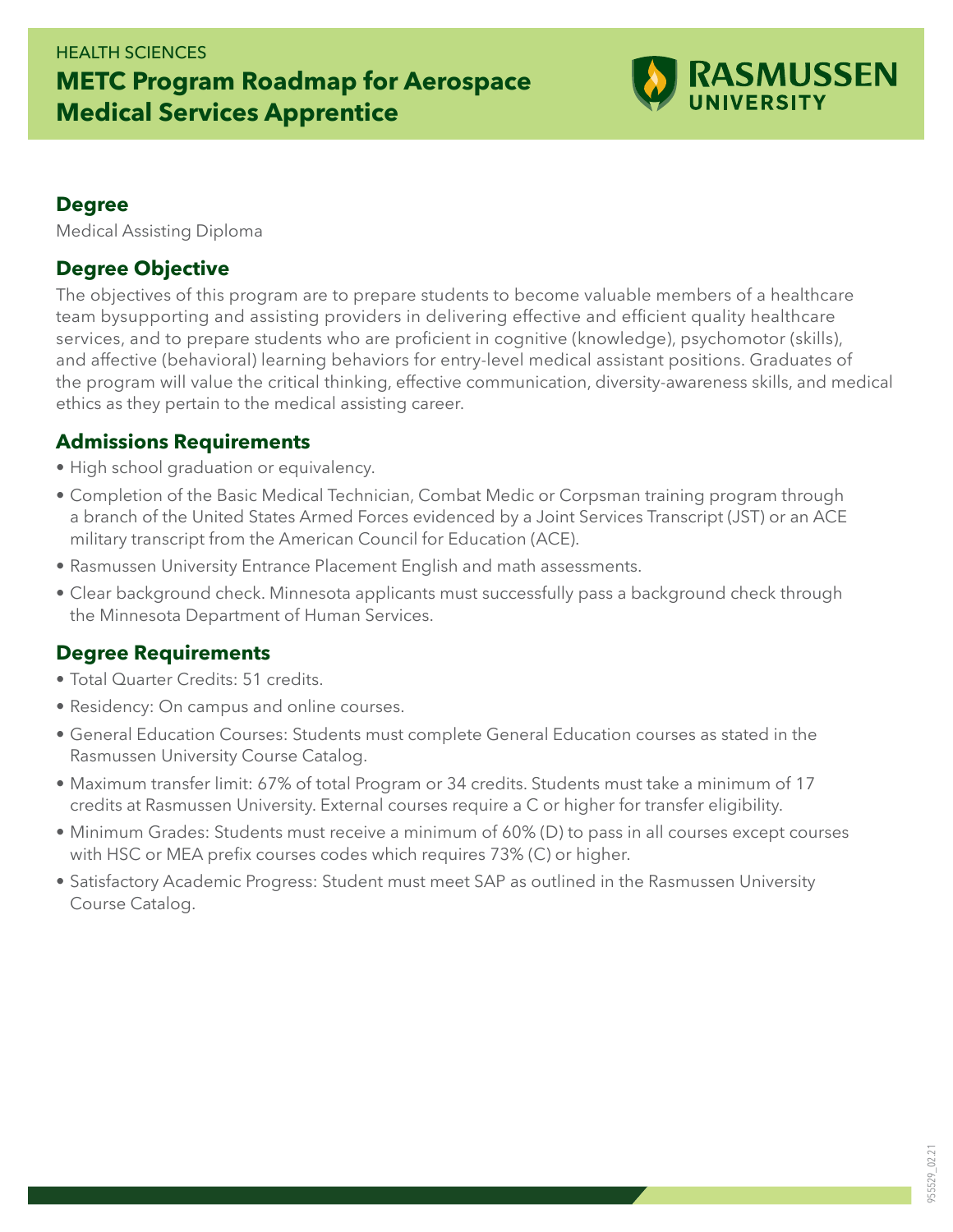HEALTH SCIENCES

# METC Program Roadmap for Aerospace Medical Services Apprentice

RASMUSSEN UNIVERSITY

## Degree

Medical Assisting Diploma

## Degree Objective

The objectives of this program are to prepare students to become valuable members of a healthcare team bysupporting and assisting providers in delivering effective and efficient quality healthcare services, and to prepare students who are proficient in cognitive (knowledge), psychomotor (skills), and affective (behavioral) learning behaviors for entry-level medical assistant positions. Graduates of the program will value the critical thinking, effective communication, diversity-awareness skills, and medical ethics as they pertain to the medical assisting career.

## Admissions Requirements

- High school graduation or equivalency.
- Completion of the Basic Medical Technician, Combat Medic or Corpsman training program through a branch of the United States Armed Forces evidenced by a Joint Services Transcript (JST) or an ACE military transcript from the American Council for Education (ACE).
- Rasmussen University Entrance Placement English and math assessments.
- Clear background check. Minnesota applicants must successfully pass a background check through the Minnesota Department of Human Services.

## Degree Requirements

- Total Quarter Credits: 51 credits.
- Residency: On campus and online courses.
- General Education Courses: Students must complete General Education courses as stated in the Rasmussen University Course Catalog.
- Maximum transfer limit: 67% of total Program or 34 credits. Students must take a minimum of 17 credits at Rasmussen University. External courses require a C or higher for transfer eligibility.
- Minimum Grades: Students must receive a minimum of 60% (D) to pass in all courses except courses with HSC or MEA prefix courses codes which requires 73% (C) or higher.
- Satisfactory Academic Progress: Student must meet SAP as outlined in the Rasmussen University Course Catalog.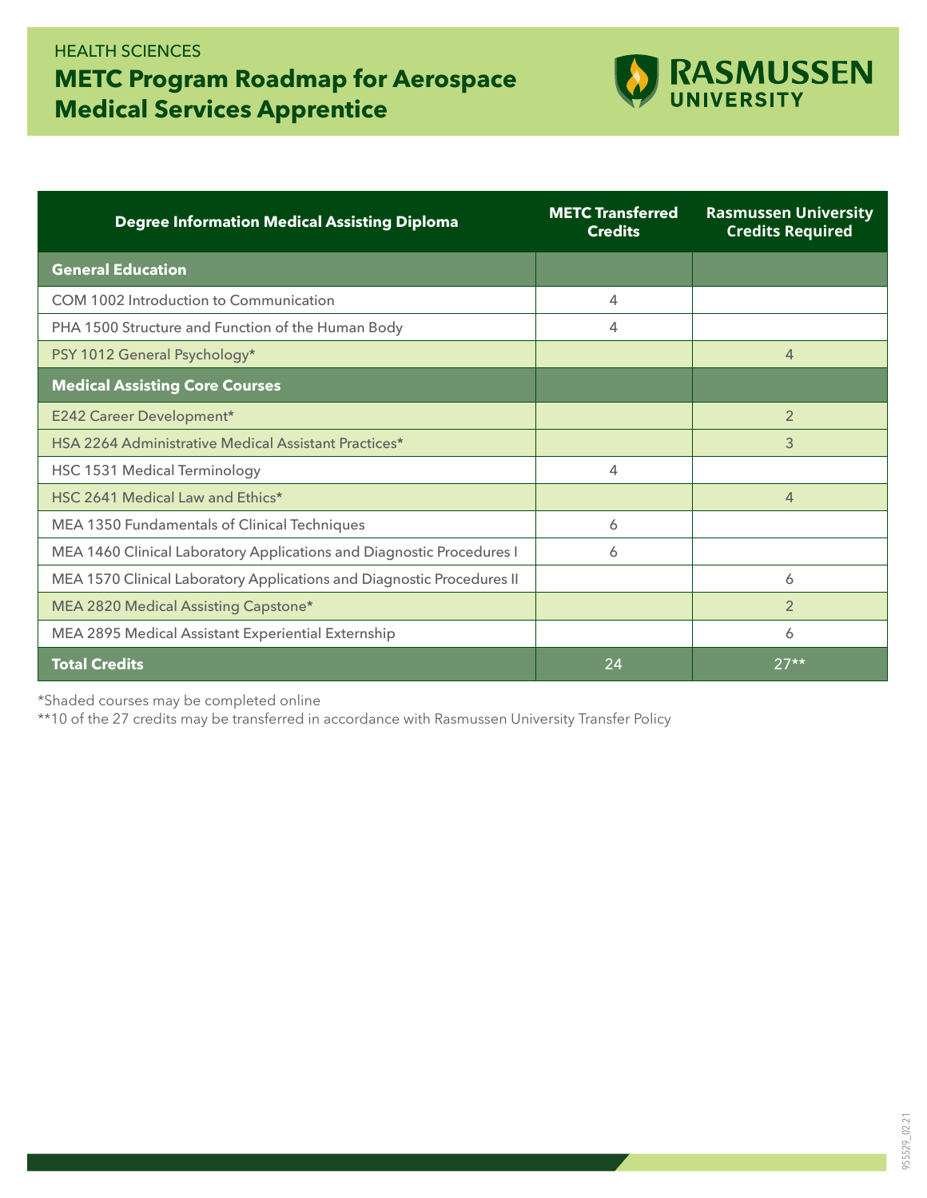HEALTH SCIENCES

# METC Program Roadmap for Aerospace Medical Services Apprentice

RASMUSSEN UNIVERSITY

| Degree Information Medical Assisting Diploma | METC Transferred Credits | Rasmussen University Credits Required |
|---|---|---|
| **General Education** | | |
| COM 1002 Introduction to Communication | 4 | |
| PHA 1500 Structure and Function of the Human Body | 4 | |
| PSY 1012 General Psychology* | | 4 |
| **Medical Assisting Core Courses** | | |
| E242 Career Development* | | 2 |
| HSA 2264 Administrative Medical Assistant Practices* | | 3 |
| HSC 1531 Medical Terminology | 4 | |
| HSC 2641 Medical Law and Ethics* | | 4 |
| MEA 1350 Fundamentals of Clinical Techniques | 6 | |
| MEA 1460 Clinical Laboratory Applications and Diagnostic Procedures I | 6 | |
| MEA 1570 Clinical Laboratory Applications and Diagnostic Procedures II | | 6 |
| MEA 2820 Medical Assisting Capstone* | | 2 |
| MEA 2895 Medical Assistant Experiential Externship | | 6 |
| **Total Credits** | 24 | 27** |

*Shaded courses may be completed online

**10 of the 27 credits may be transferred in accordance with Rasmussen University Transfer Policy